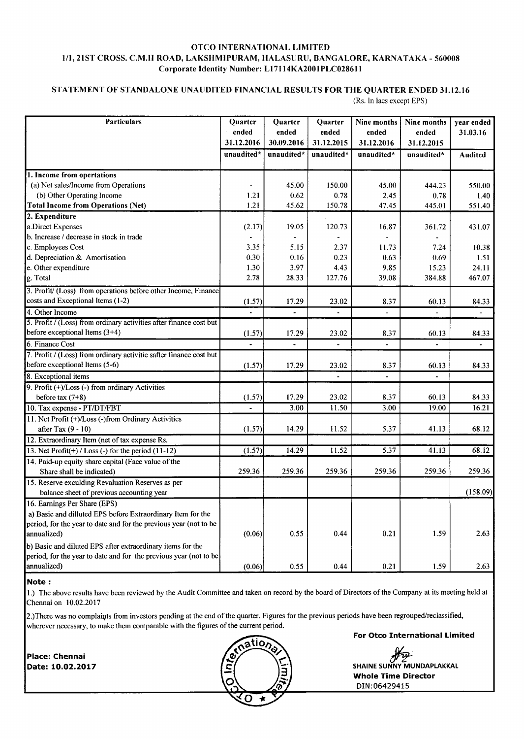# OTCO INTERNATIONAL LIMITED

**1/1, 21ST CROSS. C.M.H ROAD, LAKSHMIPURAM, HALASURU, BANGALORE, KARNATAKA - 560008**

**Corporate Identity Number: L17114KA2001PLC028611**

## STATEMENT OF STANDALONE UNAUDITED FINANCIAL RESULTS FOR THE QUARTER ENDED 31.12.16

(Rs. In lacs except EPS)

| Particulars | Quarter ended 31.12.2016 | Quarter ended 30.09.2016 | Quarter ended 31.12.2015 | Nine months ended 31.12.2016 | Nine months ended 31.12.2015 | year ended 31.03.16 |
|---|---|---|---|---|---|---|
| | unaudited* | unaudited* | unaudited* | unaudited* | unaudited* | Audited |
| **1. Income from opertations** | | | | | | |
| (a) Net sales/Income from Operations | - | 45.00 | 150.00 | 45.00 | 444.23 | 550.00 |
| (b) Other Operating Income | 1.21 | 0.62 | 0.78 | 2.45 | 0.78 | 1.40 |
| **Total Income from Operations (Net)** | 1.21 | 45.62 | 150.78 | 47.45 | 445.01 | 551.40 |
| **2. Expenditure** | | | | | | |
| a.Direct Expenses | (2.17) | 19.05 | 120.73 | 16.87 | 361.72 | 431.07 |
| b. Increase / decrease in stock in trade | - | - | - | - | - | |
| c. Employees Cost | 3.35 | 5.15 | 2.37 | 11.73 | 7.24 | 10.38 |
| d. Depreciation & Amortisation | 0.30 | 0.16 | 0.23 | 0.63 | 0.69 | 1.51 |
| e. Other expenditure | 1.30 | 3.97 | 4.43 | 9.85 | 15.23 | 24.11 |
| g. Total | 2.78 | 28.33 | 127.76 | 39.08 | 384.88 | 467.07 |
| 3. Profit/ (Loss) from operations before other Income, Finance costs and Exceptional Items (1-2) | (1.57) | 17.29 | 23.02 | 8.37 | 60.13 | 84.33 |
| 4. Other Income | - | - | - | - | - | - |
| 5. Profit / (Loss) from ordinary activities after finance cost but before exceptional Items (3+4) | (1.57) | 17.29 | 23.02 | 8.37 | 60.13 | 84.33 |
| 6. Finance Cost | - | - | - | - | - | - |
| 7. Profit / (Loss) from ordinary activitie safter finance cost but before exceptional Items (5-6) | (1.57) | 17.29 | 23.02 | 8.37 | 60.13 | 84.33 |
| 8. Exceptional items | | | - | - | - | |
| 9. Profit (+)/Loss (-) from ordinary Activities before tax (7+8) | (1.57) | 17.29 | 23.02 | 8.37 | 60.13 | 84.33 |
| 10. Tax expense - PT/DT/FBT | - | 3.00 | 11.50 | 3.00 | 19.00 | 16.21 |
| 11. Net Profit (+)/Loss (-)from Ordinary Activities after Tax (9 - 10) | (1.57) | 14.29 | 11.52 | 5.37 | 41.13 | 68.12 |
| 12. Extraordinary Item (net of tax expense Rs. | | | | | | |
| 13. Net Profit(+) / Loss (-) for the period (11-12) | (1.57) | 14.29 | 11.52 | 5.37 | 41.13 | 68.12 |
| 14. Paid-up equity share capital (Face value of the Share shall be indicated) | 259.36 | 259.36 | 259.36 | 259.36 | 259.36 | 259.36 |
| 15. Reserve exculding Revaluation Reserves as per balance sheet of previous accounting year | | | | | | (158.09) |
| 16. Earnings Per Share (EPS) | | | | | | |
| a) Basic and dilluted EPS before Extraordinary Item for the period, for the year to date and for the previous year (not to be annualized) | (0.06) | 0.55 | 0.44 | 0.21 | 1.59 | 2.63 |
| b) Basic and diluted EPS after extraordinary items for the period, for the year to date and for the previous year (not to be annualized) | (0.06) | 0.55 | 0.44 | 0.21 | 1.59 | 2.63 |

**Note :**

1.) The above results have been reviewed by the Audit Committee and taken on record by the board of Directors of the Company at its meeting held at Chennai on 10.02.2017

2.)There was no complaints from investors pending at the end of the quarter. Figures for the previous periods have been regrouped/reclassified, wherever necessary, to make them comparable with the figures of the current period.

**Place: Chennai**
**Date: 10.02.2017**

**For Otco International Limited**

SHAINE SUNNY MUNDAPLAKKAL
**Whole Time Director**
DIN:06429415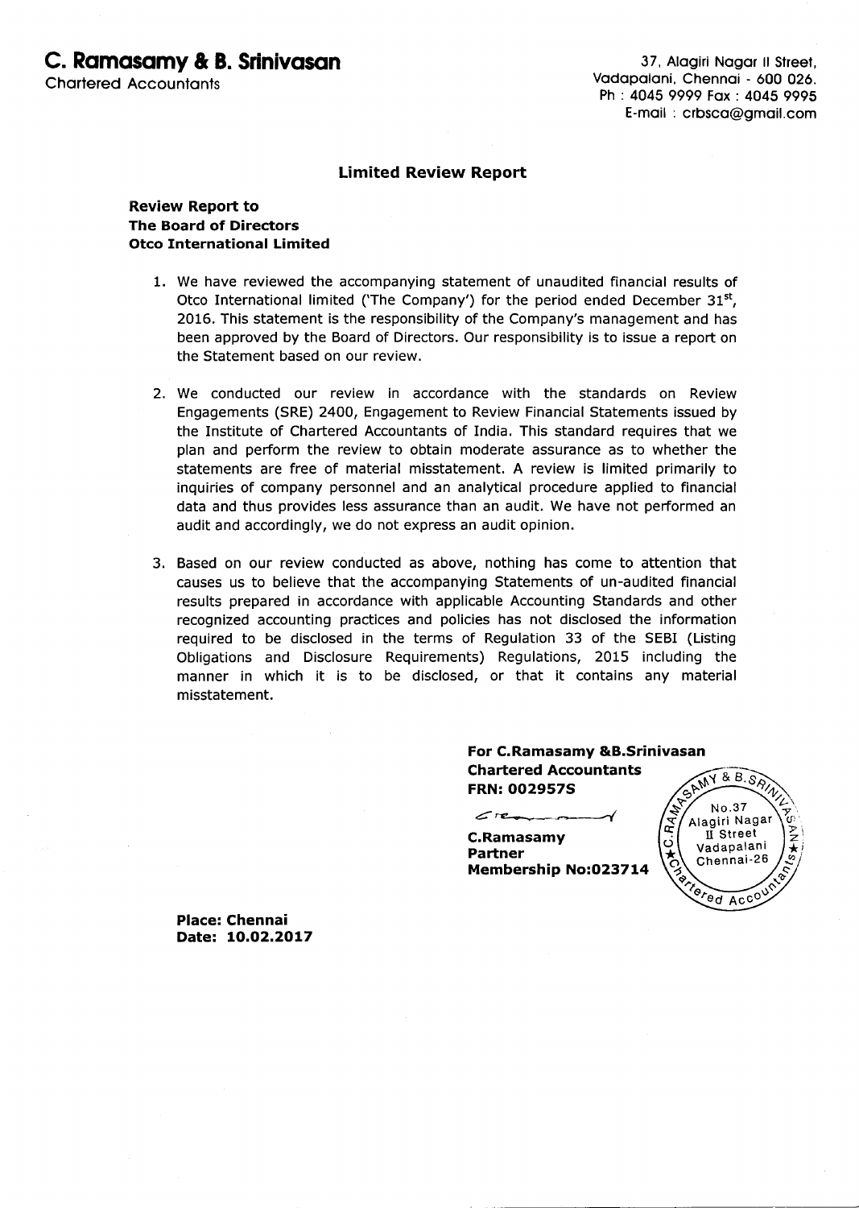# C. Ramasamy & B. Srinivasan

Chartered Accountants

37, Alagiri Nagar II Street,
Vadapalani, Chennai - 600 026.
Ph : 4045 9999 Fax : 4045 9995
E-mail : crbsca@gmail.com

## Limited Review Report

**Review Report to**
**The Board of Directors**
**Otco International Limited**

1. We have reviewed the accompanying statement of unaudited financial results of Otco International limited ('The Company') for the period ended December 31st, 2016. This statement is the responsibility of the Company's management and has been approved by the Board of Directors. Our responsibility is to issue a report on the Statement based on our review.

2. We conducted our review in accordance with the standards on Review Engagements (SRE) 2400, Engagement to Review Financial Statements issued by the Institute of Chartered Accountants of India. This standard requires that we plan and perform the review to obtain moderate assurance as to whether the statements are free of material misstatement. A review is limited primarily to inquiries of company personnel and an analytical procedure applied to financial data and thus provides less assurance than an audit. We have not performed an audit and accordingly, we do not express an audit opinion.

3. Based on our review conducted as above, nothing has come to attention that causes us to believe that the accompanying Statements of un-audited financial results prepared in accordance with applicable Accounting Standards and other recognized accounting practices and policies has not disclosed the information required to be disclosed in the terms of Regulation 33 of the SEBI (Listing Obligations and Disclosure Requirements) Regulations, 2015 including the manner in which it is to be disclosed, or that it contains any material misstatement.

**For C.Ramasamy &B.Srinivasan**
**Chartered Accountants**
**FRN: 002957S**

**C.Ramasamy**
**Partner**
**Membership No:023714**

**Place: Chennai**
**Date: 10.02.2017**